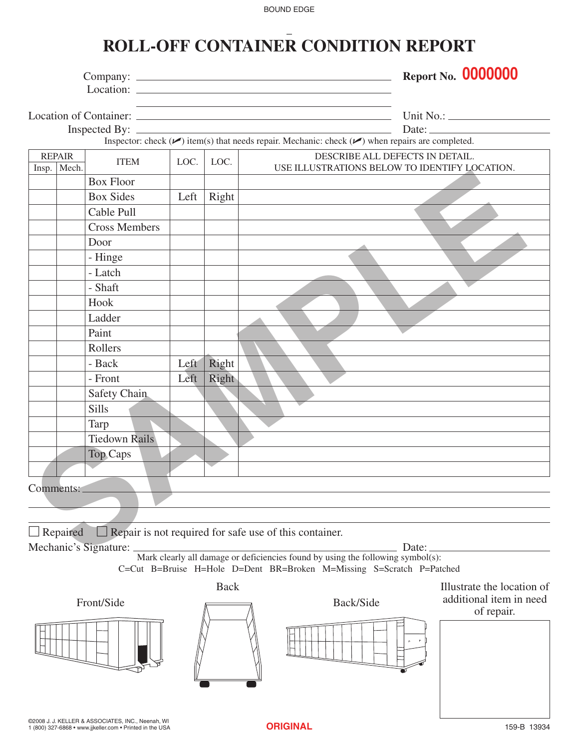BOUND EDGE

# ROLL-OFF CONTAINER CONDITION REPORT

Company: ______________________ **Report No.** 0000000

Location: ______________________

Location of Container: ______________________ Unit No.: __________

Inspected By: ______________________ Date: __________

Inspector: check (✔) item(s) that needs repair. Mechanic: check (✔) when repairs are completed.

| REPAIR | | ITEM | LOC. | LOC. | DESCRIBE ALL DEFECTS IN DETAIL. USE ILLUSTRATIONS BELOW TO IDENTIFY LOCATION. |
|---|---|---|---|---|---|
| Insp. | Mech. | | | | |
| | | Box Floor | | | |
| | | Box Sides | Left | Right | |
| | | Cable Pull | | | |
| | | Cross Members | | | |
| | | Door | | | |
| | | - Hinge | | | |
| | | - Latch | | | |
| | | - Shaft | | | |
| | | Hook | | | |
| | | Ladder | | | |
| | | Paint | | | |
| | | Rollers | | | |
| | | - Back | Left | Right | |
| | | - Front | Left | Right | |
| | | Safety Chain | | | |
| | | Sills | | | |
| | | Tarp | | | |
| | | Tiedown Rails | | | |
| | | Top Caps | | | |
| | | | | | |

Comments: ______________________

☐ Repaired ☐ Repair is not required for safe use of this container.

Mechanic's Signature: ______________________ Date: __________

Mark clearly all damage or deficiencies found by using the following symbol(s):

C=Cut B=Bruise H=Hole D=Dent BR=Broken M=Missing S=Scratch P=Patched

Front/Side

Back

Back/Side

Illustrate the location of additional item in need of repair.

SAMPLE

©2008 J. J. KELLER & ASSOCIATES, INC., Neenah, WI
1 (800) 327-6868 • www.jjkeller.com • Printed in the USA

ORIGINAL

159-B 13934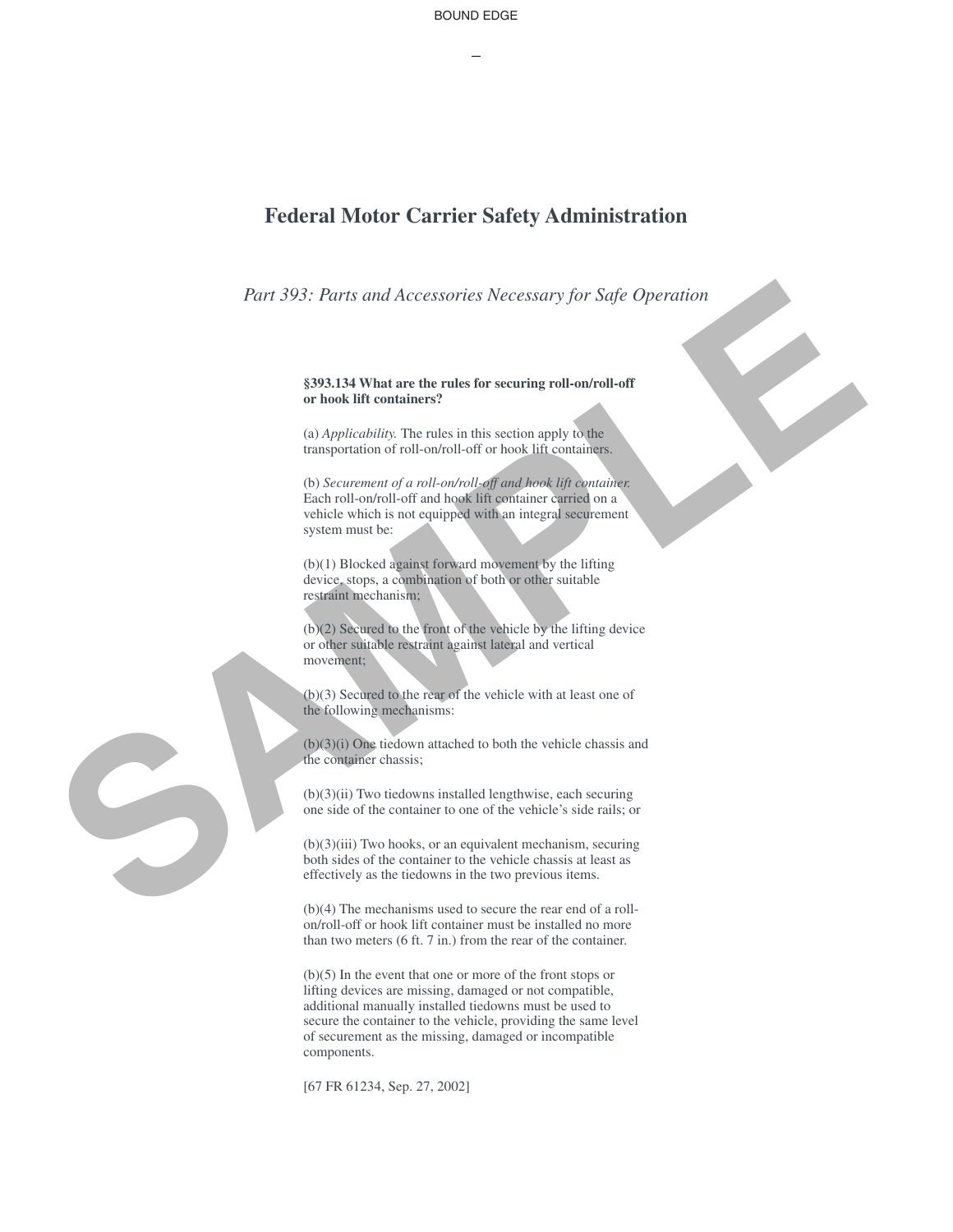# Federal Motor Carrier Safety Administration

*Part 393: Parts and Accessories Necessary for Safe Operation*

**§393.134 What are the rules for securing roll-on/roll-off or hook lift containers?**

(a) *Applicability.* The rules in this section apply to the transportation of roll-on/roll-off or hook lift containers.

(b) *Securement of a roll-on/roll-off and hook lift container.* Each roll-on/roll-off and hook lift container carried on a vehicle which is not equipped with an integral securement system must be:

(b)(1) Blocked against forward movement by the lifting device, stops, a combination of both or other suitable restraint mechanism;

(b)(2) Secured to the front of the vehicle by the lifting device or other suitable restraint against lateral and vertical movement;

(b)(3) Secured to the rear of the vehicle with at least one of the following mechanisms:

(b)(3)(i) One tiedown attached to both the vehicle chassis and the container chassis;

(b)(3)(ii) Two tiedowns installed lengthwise, each securing one side of the container to one of the vehicle's side rails; or

(b)(3)(iii) Two hooks, or an equivalent mechanism, securing both sides of the container to the vehicle chassis at least as effectively as the tiedowns in the two previous items.

(b)(4) The mechanisms used to secure the rear end of a roll-on/roll-off or hook lift container must be installed no more than two meters (6 ft. 7 in.) from the rear of the container.

(b)(5) In the event that one or more of the front stops or lifting devices are missing, damaged or not compatible, additional manually installed tiedowns must be used to secure the container to the vehicle, providing the same level of securement as the missing, damaged or incompatible components.

[67 FR 61234, Sep. 27, 2002]